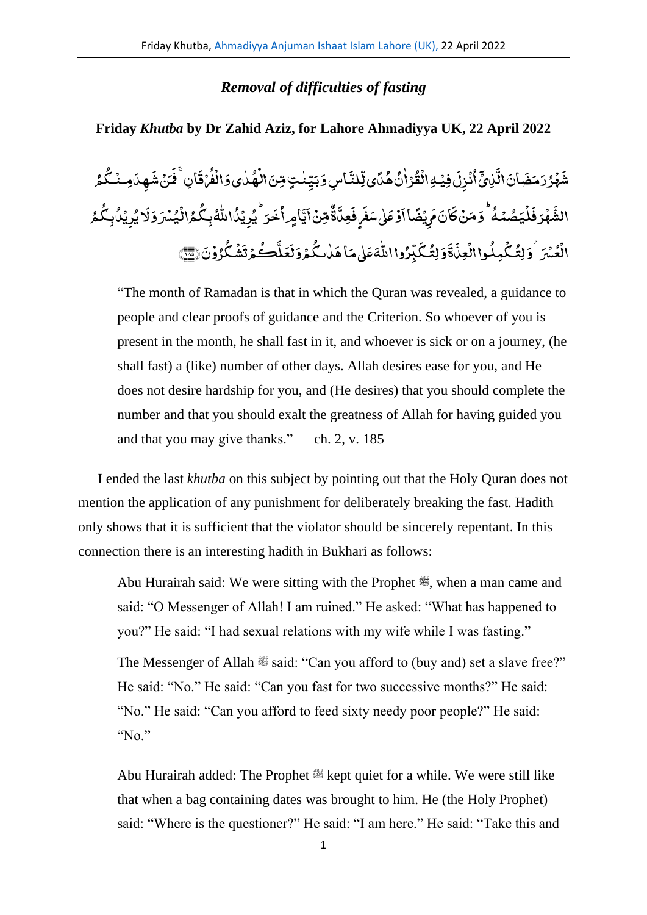## *Removal of difficulties of fasting*

**Friday *Khutba* by Dr Zahid Aziz, for Lahore Ahmadiyya UK, 22 April 2022**

شَهْرُ رَمَضَانَ الَّذِيْٓ اُنْزِلَ فِيْهِ الْقُرْاٰنُ هُدًى لِّلنَّاسِ وَبَيِّنٰتٍ مِّنَ الْهُدٰى وَالْفُرْقَانِ ۚ فَمَنْ شَهِدَ مِنْكُمُ الشَّهْرَ فَلْيَصُمْهُ ۖ وَمَنْ كَانَ مَرِيْضًا اَوْ عَلٰى سَفَرٍ فَعِدَّةٌ مِّنْ اَيَّامٍ اُخَرَ ۗ يُرِيْدُ اللّٰهُ بِكُمُ الْيُسْرَ وَلَا يُرِيْدُ بِكُمُ الْعُسْرَ ۖ وَلِتُكْمِلُوا الْعِدَّةَ وَلِتُكَبِّرُوا اللّٰهَ عَلٰى مَا هَدٰىكُمْ وَلَعَلَّكُمْ تَشْكُرُوْنَ ۝١٨٥

> "The month of Ramadan is that in which the Quran was revealed, a guidance to people and clear proofs of guidance and the Criterion. So whoever of you is present in the month, he shall fast in it, and whoever is sick or on a journey, (he shall fast) a (like) number of other days. Allah desires ease for you, and He does not desire hardship for you, and (He desires) that you should complete the number and that you should exalt the greatness of Allah for having guided you and that you may give thanks." — ch. 2, v. 185

I ended the last *khutba* on this subject by pointing out that the Holy Quran does not mention the application of any punishment for deliberately breaking the fast. Hadith only shows that it is sufficient that the violator should be sincerely repentant. In this connection there is an interesting hadith in Bukhari as follows:

> Abu Hurairah said: We were sitting with the Prophet ﷺ, when a man came and said: "O Messenger of Allah! I am ruined." He asked: "What has happened to you?" He said: "I had sexual relations with my wife while I was fasting."
>
> The Messenger of Allah ﷺ said: "Can you afford to (buy and) set a slave free?" He said: "No." He said: "Can you fast for two successive months?" He said: "No." He said: "Can you afford to feed sixty needy poor people?" He said: "No."
>
> Abu Hurairah added: The Prophet ﷺ kept quiet for a while. We were still like that when a bag containing dates was brought to him. He (the Holy Prophet) said: "Where is the questioner?" He said: "I am here." He said: "Take this and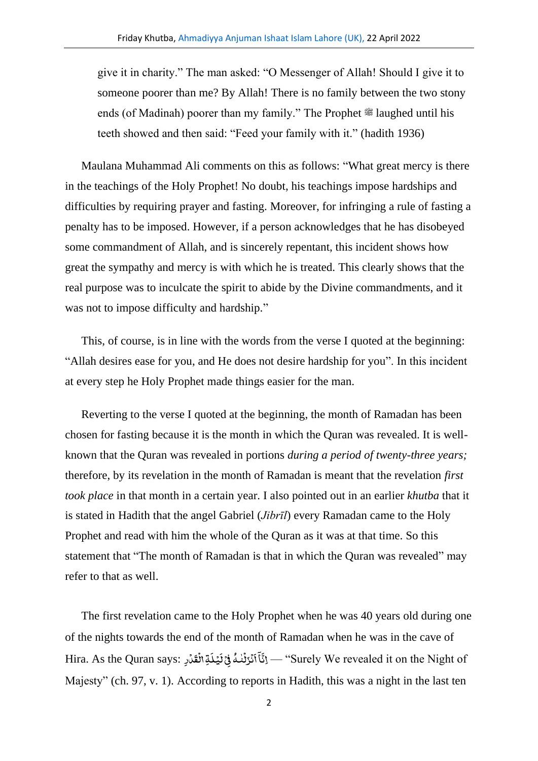give it in charity." The man asked: "O Messenger of Allah! Should I give it to someone poorer than me? By Allah! There is no family between the two stony ends (of Madinah) poorer than my family." The Prophet ﷺ laughed until his teeth showed and then said: "Feed your family with it." (hadith 1936)

Maulana Muhammad Ali comments on this as follows: "What great mercy is there in the teachings of the Holy Prophet! No doubt, his teachings impose hardships and difficulties by requiring prayer and fasting. Moreover, for infringing a rule of fasting a penalty has to be imposed. However, if a person acknowledges that he has disobeyed some commandment of Allah, and is sincerely repentant, this incident shows how great the sympathy and mercy is with which he is treated. This clearly shows that the real purpose was to inculcate the spirit to abide by the Divine commandments, and it was not to impose difficulty and hardship."

This, of course, is in line with the words from the verse I quoted at the beginning: "Allah desires ease for you, and He does not desire hardship for you". In this incident at every step he Holy Prophet made things easier for the man.

Reverting to the verse I quoted at the beginning, the month of Ramadan has been chosen for fasting because it is the month in which the Quran was revealed. It is well-known that the Quran was revealed in portions *during a period of twenty-three years;* therefore, by its revelation in the month of Ramadan is meant that the revelation *first took place* in that month in a certain year. I also pointed out in an earlier *khutba* that it is stated in Hadith that the angel Gabriel (*Jibrīl*) every Ramadan came to the Holy Prophet and read with him the whole of the Quran as it was at that time. So this statement that "The month of Ramadan is that in which the Quran was revealed" may refer to that as well.

The first revelation came to the Holy Prophet when he was 40 years old during one of the nights towards the end of the month of Ramadan when he was in the cave of Hira. As the Quran says: اِنَّاۤ اَنۡزَلۡنٰہُ فِیۡ لَیۡلَۃِ الۡقَدۡرِ — "Surely We revealed it on the Night of Majesty" (ch. 97, v. 1). According to reports in Hadith, this was a night in the last ten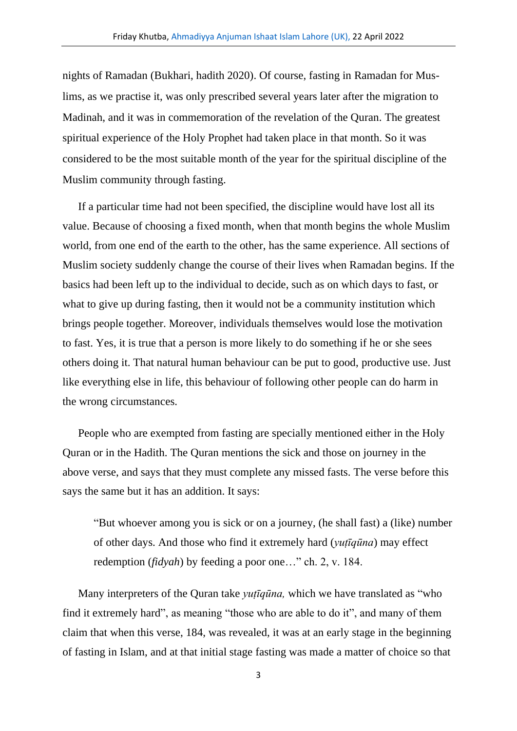nights of Ramadan (Bukhari, hadith 2020). Of course, fasting in Ramadan for Muslims, as we practise it, was only prescribed several years later after the migration to Madinah, and it was in commemoration of the revelation of the Quran. The greatest spiritual experience of the Holy Prophet had taken place in that month. So it was considered to be the most suitable month of the year for the spiritual discipline of the Muslim community through fasting.

If a particular time had not been specified, the discipline would have lost all its value. Because of choosing a fixed month, when that month begins the whole Muslim world, from one end of the earth to the other, has the same experience. All sections of Muslim society suddenly change the course of their lives when Ramadan begins. If the basics had been left up to the individual to decide, such as on which days to fast, or what to give up during fasting, then it would not be a community institution which brings people together. Moreover, individuals themselves would lose the motivation to fast. Yes, it is true that a person is more likely to do something if he or she sees others doing it. That natural human behaviour can be put to good, productive use. Just like everything else in life, this behaviour of following other people can do harm in the wrong circumstances.

People who are exempted from fasting are specially mentioned either in the Holy Quran or in the Hadith. The Quran mentions the sick and those on journey in the above verse, and says that they must complete any missed fasts. The verse before this says the same but it has an addition. It says:

> "But whoever among you is sick or on a journey, (he shall fast) a (like) number of other days. And those who find it extremely hard (*yuṭīqūna*) may effect redemption (*fidyah*) by feeding a poor one…" ch. 2, v. 184.

Many interpreters of the Quran take *yuṭīqūna,* which we have translated as "who find it extremely hard", as meaning "those who are able to do it", and many of them claim that when this verse, 184, was revealed, it was at an early stage in the beginning of fasting in Islam, and at that initial stage fasting was made a matter of choice so that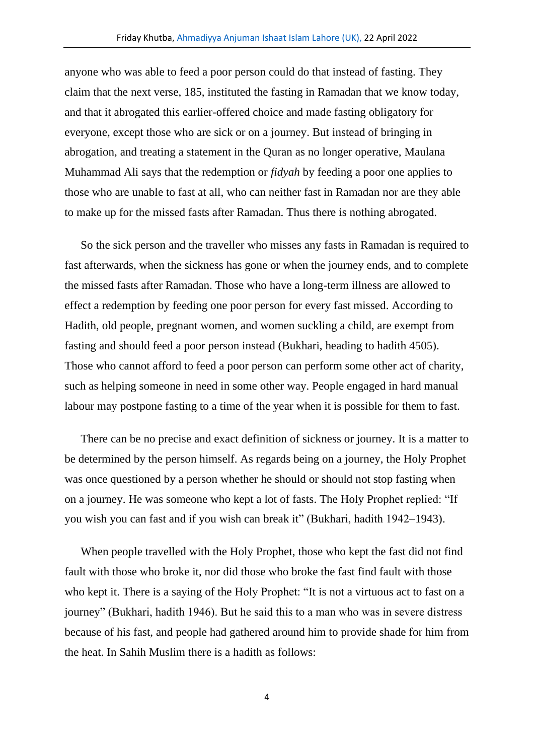anyone who was able to feed a poor person could do that instead of fasting. They claim that the next verse, 185, instituted the fasting in Ramadan that we know today, and that it abrogated this earlier-offered choice and made fasting obligatory for everyone, except those who are sick or on a journey. But instead of bringing in abrogation, and treating a statement in the Quran as no longer operative, Maulana Muhammad Ali says that the redemption or *fidyah* by feeding a poor one applies to those who are unable to fast at all, who can neither fast in Ramadan nor are they able to make up for the missed fasts after Ramadan. Thus there is nothing abrogated.

So the sick person and the traveller who misses any fasts in Ramadan is required to fast afterwards, when the sickness has gone or when the journey ends, and to complete the missed fasts after Ramadan. Those who have a long-term illness are allowed to effect a redemption by feeding one poor person for every fast missed. According to Hadith, old people, pregnant women, and women suckling a child, are exempt from fasting and should feed a poor person instead (Bukhari, heading to hadith 4505). Those who cannot afford to feed a poor person can perform some other act of charity, such as helping someone in need in some other way. People engaged in hard manual labour may postpone fasting to a time of the year when it is possible for them to fast.

There can be no precise and exact definition of sickness or journey. It is a matter to be determined by the person himself. As regards being on a journey, the Holy Prophet was once questioned by a person whether he should or should not stop fasting when on a journey. He was someone who kept a lot of fasts. The Holy Prophet replied: "If you wish you can fast and if you wish can break it" (Bukhari, hadith 1942–1943).

When people travelled with the Holy Prophet, those who kept the fast did not find fault with those who broke it, nor did those who broke the fast find fault with those who kept it. There is a saying of the Holy Prophet: "It is not a virtuous act to fast on a journey" (Bukhari, hadith 1946). But he said this to a man who was in severe distress because of his fast, and people had gathered around him to provide shade for him from the heat. In Sahih Muslim there is a hadith as follows: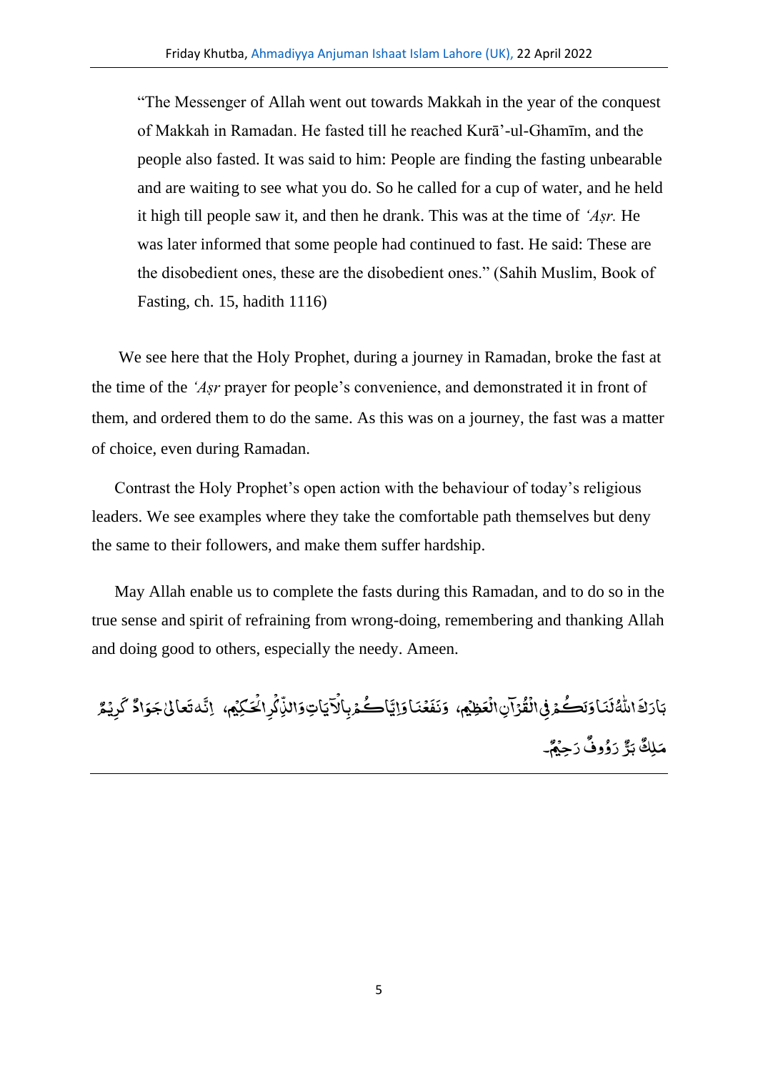"The Messenger of Allah went out towards Makkah in the year of the conquest of Makkah in Ramadan. He fasted till he reached Kurā'-ul-Ghamīm, and the people also fasted. It was said to him: People are finding the fasting unbearable and are waiting to see what you do. So he called for a cup of water, and he held it high till people saw it, and then he drank. This was at the time of *'Aṣr.* He was later informed that some people had continued to fast. He said: These are the disobedient ones, these are the disobedient ones." (Sahih Muslim, Book of Fasting, ch. 15, hadith 1116)

We see here that the Holy Prophet, during a journey in Ramadan, broke the fast at the time of the *'Aṣr* prayer for people's convenience, and demonstrated it in front of them, and ordered them to do the same. As this was on a journey, the fast was a matter of choice, even during Ramadan.

Contrast the Holy Prophet's open action with the behaviour of today's religious leaders. We see examples where they take the comfortable path themselves but deny the same to their followers, and make them suffer hardship.

May Allah enable us to complete the fasts during this Ramadan, and to do so in the true sense and spirit of refraining from wrong-doing, remembering and thanking Allah and doing good to others, especially the needy. Ameen.

بَارَكَ اللّٰهُ لَنَا وَلَكُمْ فِي الْقُرْآنِ الْعَظِيْمِ، وَنَفَعَنَا وَإِيَّاكُمْ بِالْآيَاتِ وَالذِّكْرِ الْحَكِيْمِ، اِنَّهُ تَعَالٰى جَوَادٌ كَرِيْمٌ مَلِكٌ بَرٌّ رَؤُوفٌ رَحِيْمٌ۔